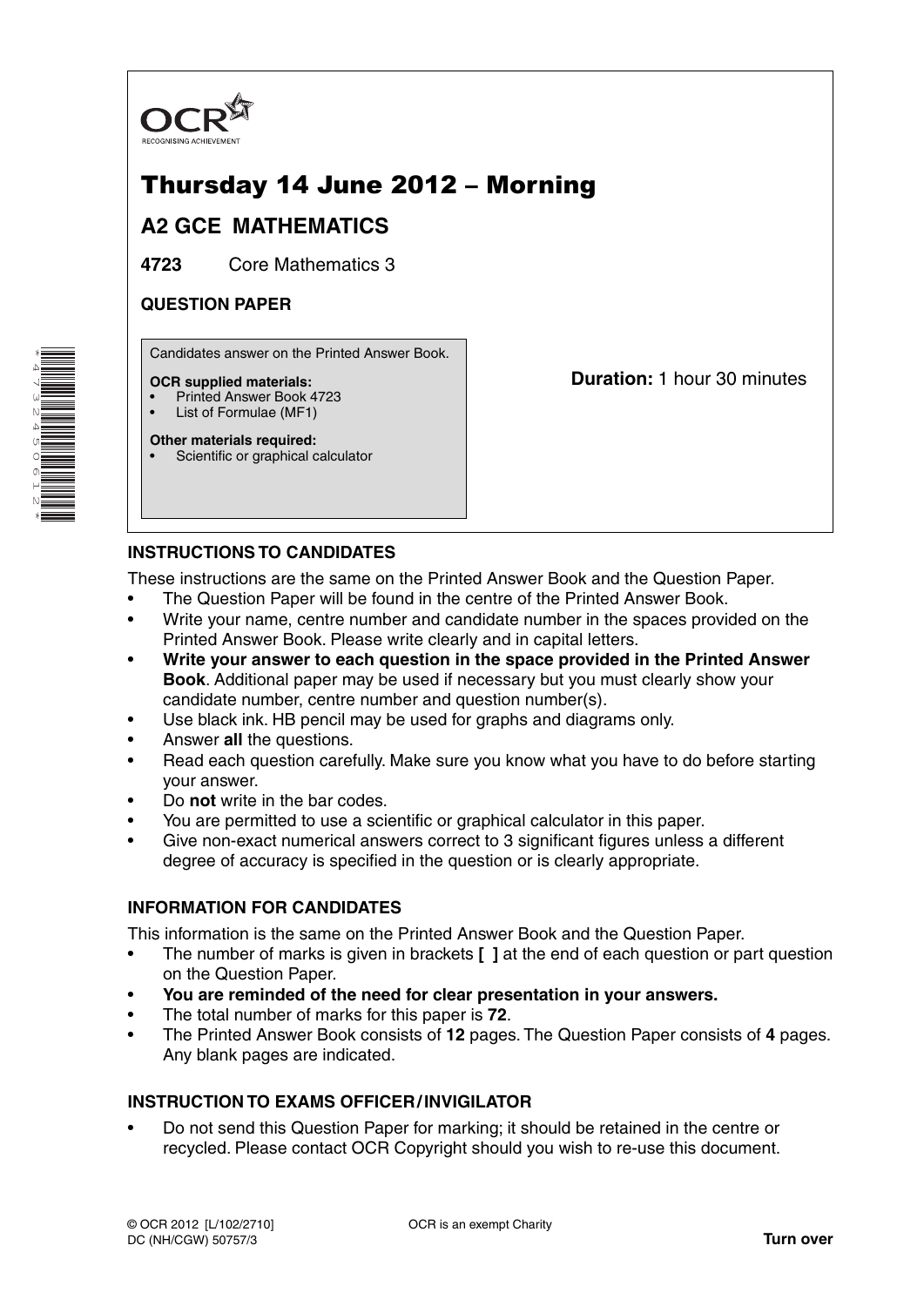OCR
RECOGNISING ACHIEVEMENT

# Thursday 14 June 2012 – Morning

## A2 GCE MATHEMATICS

**4723** Core Mathematics 3

**QUESTION PAPER**

Candidates answer on the Printed Answer Book.

**OCR supplied materials:**
- Printed Answer Book 4723
- List of Formulae (MF1)

**Other materials required:**
- Scientific or graphical calculator

**Duration:** 1 hour 30 minutes

### INSTRUCTIONS TO CANDIDATES

These instructions are the same on the Printed Answer Book and the Question Paper.

- The Question Paper will be found in the centre of the Printed Answer Book.
- Write your name, centre number and candidate number in the spaces provided on the Printed Answer Book. Please write clearly and in capital letters.
- **Write your answer to each question in the space provided in the Printed Answer Book**. Additional paper may be used if necessary but you must clearly show your candidate number, centre number and question number(s).
- Use black ink. HB pencil may be used for graphs and diagrams only.
- Answer **all** the questions.
- Read each question carefully. Make sure you know what you have to do before starting your answer.
- Do **not** write in the bar codes.
- You are permitted to use a scientific or graphical calculator in this paper.
- Give non-exact numerical answers correct to 3 significant figures unless a different degree of accuracy is specified in the question or is clearly appropriate.

### INFORMATION FOR CANDIDATES

This information is the same on the Printed Answer Book and the Question Paper.

- The number of marks is given in brackets **[ ]** at the end of each question or part question on the Question Paper.
- **You are reminded of the need for clear presentation in your answers.**
- The total number of marks for this paper is **72**.
- The Printed Answer Book consists of **12** pages. The Question Paper consists of **4** pages. Any blank pages are indicated.

### INSTRUCTION TO EXAMS OFFICER / INVIGILATOR

- Do not send this Question Paper for marking; it should be retained in the centre or recycled. Please contact OCR Copyright should you wish to re-use this document.

© OCR 2012 [L/102/2710]
DC (NH/CGW) 50757/3

OCR is an exempt Charity

**Turn over**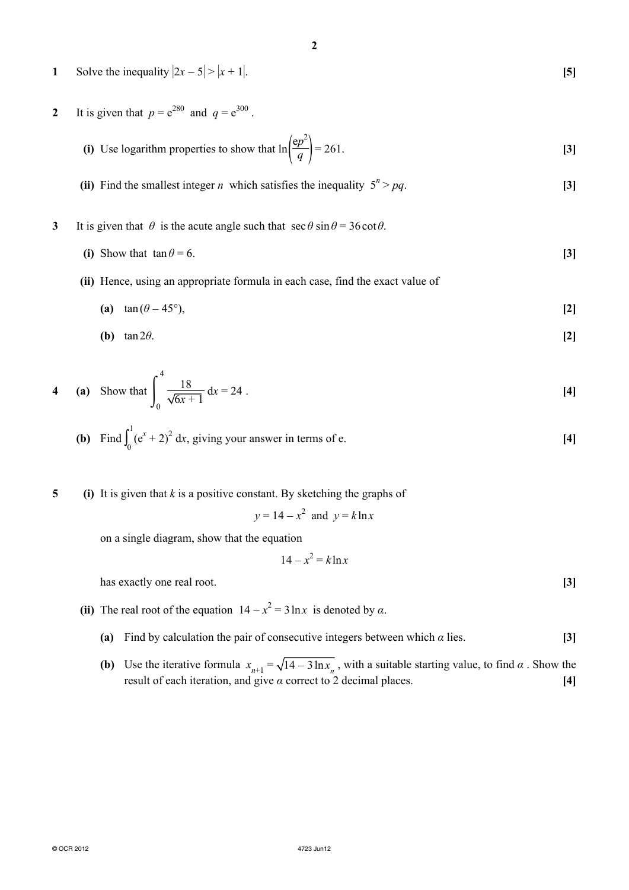**1** Solve the inequality $|2x - 5| > |x + 1|$. **[5]**

**2** It is given that $p = e^{280}$ and $q = e^{300}$.

**(i)** Use logarithm properties to show that $\ln\left(\frac{ep^2}{q}\right) = 261$. **[3]**

**(ii)** Find the smallest integer $n$ which satisfies the inequality $5^n > pq$. **[3]**

**3** It is given that $\theta$ is the acute angle such that $\sec\theta \sin\theta = 36\cot\theta$.

**(i)** Show that $\tan\theta = 6$. **[3]**

**(ii)** Hence, using an appropriate formula in each case, find the exact value of

**(a)** $\tan(\theta - 45°)$, **[2]**

**(b)** $\tan 2\theta$. **[2]**

**4** **(a)** Show that $\int_0^4 \frac{18}{\sqrt{6x+1}}\,dx = 24$. **[4]**

**(b)** Find $\int_0^1 (e^x + 2)^2\,dx$, giving your answer in terms of e. **[4]**

**5** **(i)** It is given that $k$ is a positive constant. By sketching the graphs of

$$y = 14 - x^2 \text{ and } y = k\ln x$$

on a single diagram, show that the equation

$$14 - x^2 = k\ln x$$

has exactly one real root. **[3]**

**(ii)** The real root of the equation $14 - x^2 = 3\ln x$ is denoted by $\alpha$.

**(a)** Find by calculation the pair of consecutive integers between which $\alpha$ lies. **[3]**

**(b)** Use the iterative formula $x_{n+1} = \sqrt{14 - 3\ln x_n}$, with a suitable starting value, to find $\alpha$. Show the result of each iteration, and give $\alpha$ correct to 2 decimal places. **[4]**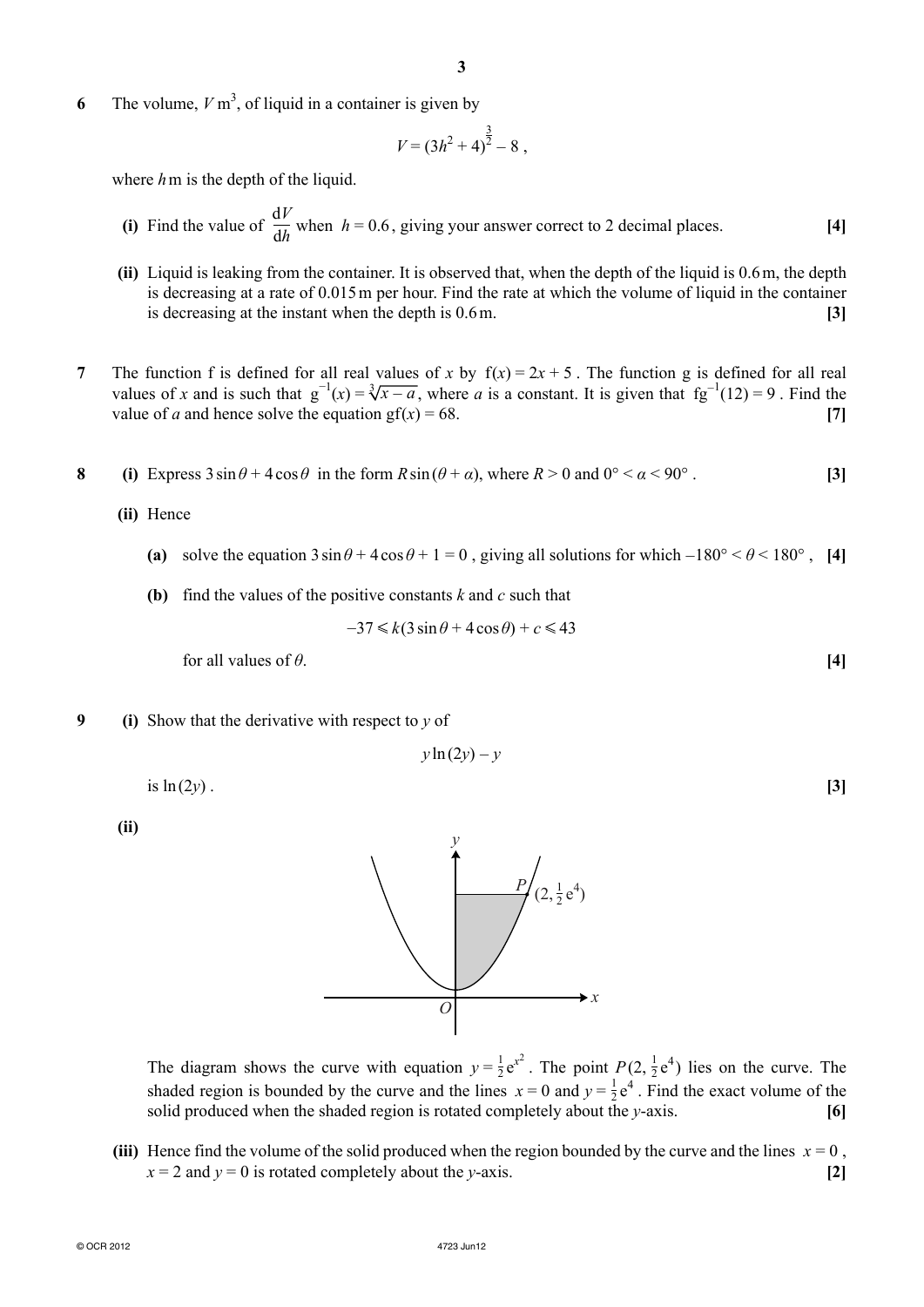**6** The volume, $V$ m$^3$, of liquid in a container is given by

$$V = (3h^2 + 4)^{\frac{3}{2}} - 8,$$

where $h$ m is the depth of the liquid.

**(i)** Find the value of $\frac{\mathrm{d}V}{\mathrm{d}h}$ when $h = 0.6$, giving your answer correct to 2 decimal places. **[4]**

**(ii)** Liquid is leaking from the container. It is observed that, when the depth of the liquid is 0.6 m, the depth is decreasing at a rate of 0.015 m per hour. Find the rate at which the volume of liquid in the container is decreasing at the instant when the depth is 0.6 m. **[3]**

**7** The function f is defined for all real values of $x$ by $\mathrm{f}(x) = 2x + 5$. The function g is defined for all real values of $x$ and is such that $\mathrm{g}^{-1}(x) = \sqrt[3]{x - a}$, where $a$ is a constant. It is given that $\mathrm{fg}^{-1}(12) = 9$. Find the value of $a$ and hence solve the equation $\mathrm{gf}(x) = 68$. **[7]**

**8** **(i)** Express $3\sin\theta + 4\cos\theta$ in the form $R\sin(\theta + \alpha)$, where $R > 0$ and $0° < \alpha < 90°$. **[3]**

**(ii)** Hence

**(a)** solve the equation $3\sin\theta + 4\cos\theta + 1 = 0$, giving all solutions for which $-180° < \theta < 180°$, **[4]**

**(b)** find the values of the positive constants $k$ and $c$ such that

$$-37 \leqslant k(3\sin\theta + 4\cos\theta) + c \leqslant 43$$

for all values of $\theta$. **[4]**

**9** **(i)** Show that the derivative with respect to $y$ of

$$y\ln(2y) - y$$

is $\ln(2y)$. **[3]**

**(ii)**

y

P $(2, \frac{1}{2}\mathrm{e}^4)$

x

O

The diagram shows the curve with equation $y = \frac{1}{2}\mathrm{e}^{x^2}$. The point $P(2, \frac{1}{2}\mathrm{e}^4)$ lies on the curve. The shaded region is bounded by the curve and the lines $x = 0$ and $y = \frac{1}{2}\mathrm{e}^4$. Find the exact volume of the solid produced when the shaded region is rotated completely about the $y$-axis. **[6]**

**(iii)** Hence find the volume of the solid produced when the region bounded by the curve and the lines $x = 0$, $x = 2$ and $y = 0$ is rotated completely about the $y$-axis. **[2]**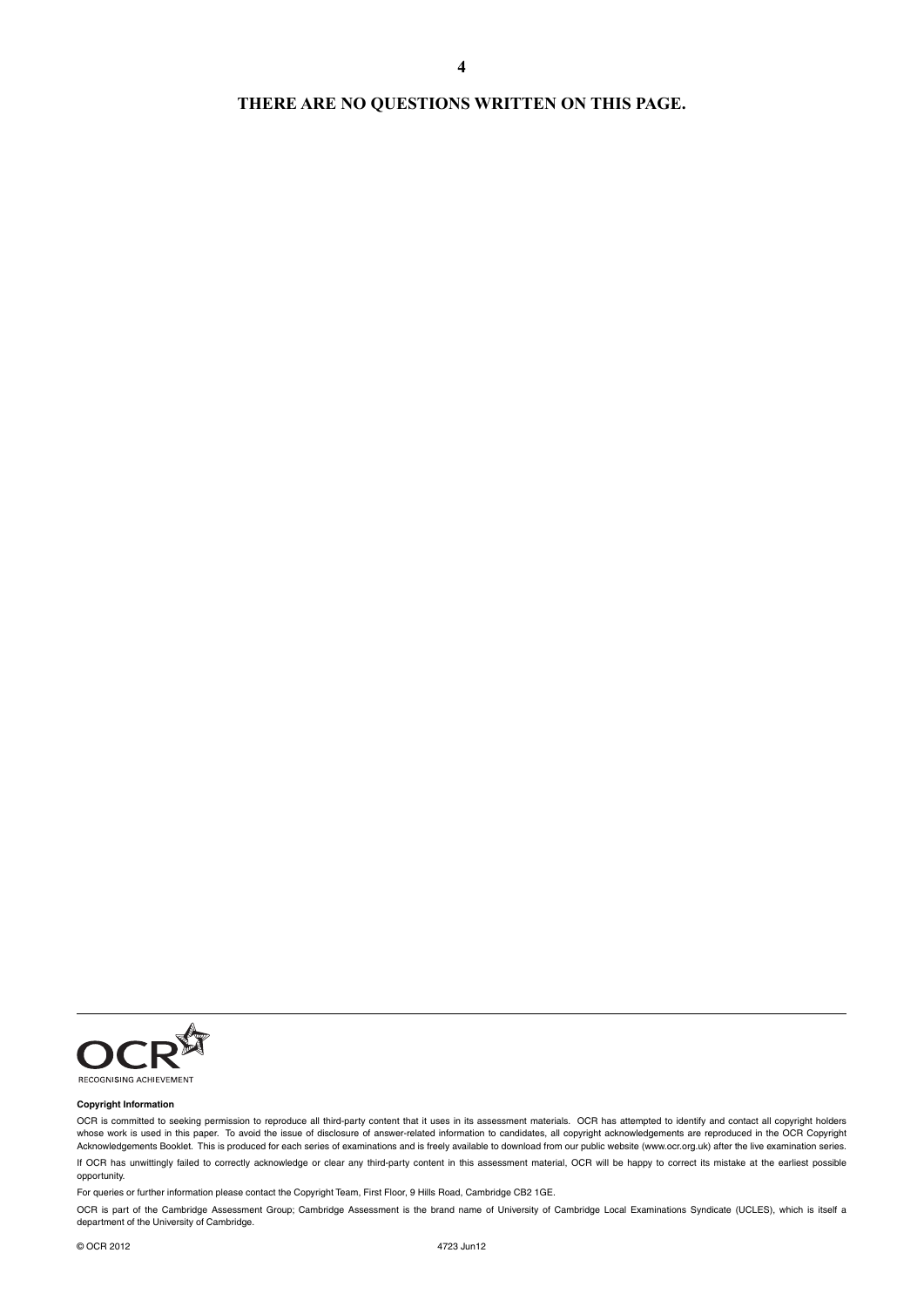**THERE ARE NO QUESTIONS WRITTEN ON THIS PAGE.**

OCR

RECOGNISING ACHIEVEMENT

**Copyright Information**

OCR is committed to seeking permission to reproduce all third-party content that it uses in its assessment materials. OCR has attempted to identify and contact all copyright holders whose work is used in this paper. To avoid the issue of disclosure of answer-related information to candidates, all copyright acknowledgements are reproduced in the OCR Copyright Acknowledgements Booklet. This is produced for each series of examinations and is freely available to download from our public website (www.ocr.org.uk) after the live examination series.

If OCR has unwittingly failed to correctly acknowledge or clear any third-party content in this assessment material, OCR will be happy to correct its mistake at the earliest possible opportunity.

For queries or further information please contact the Copyright Team, First Floor, 9 Hills Road, Cambridge CB2 1GE.

OCR is part of the Cambridge Assessment Group; Cambridge Assessment is the brand name of University of Cambridge Local Examinations Syndicate (UCLES), which is itself a department of the University of Cambridge.

© OCR 2012 4723 Jun12